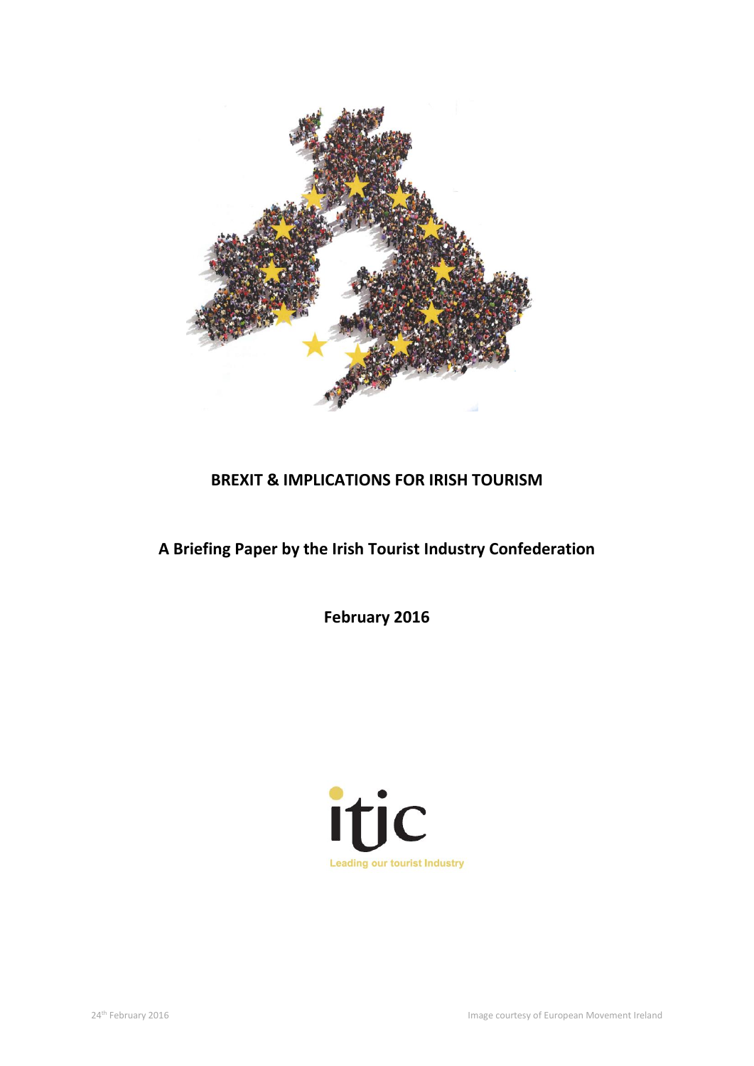# BREXIT & IMPLICATIONS FOR IRISH TOURISM

## A Briefing Paper by the Irish Tourist Industry Confederation

**February 2016**

itic

Leading our tourist Industry

24th February 2016

Image courtesy of European Movement Ireland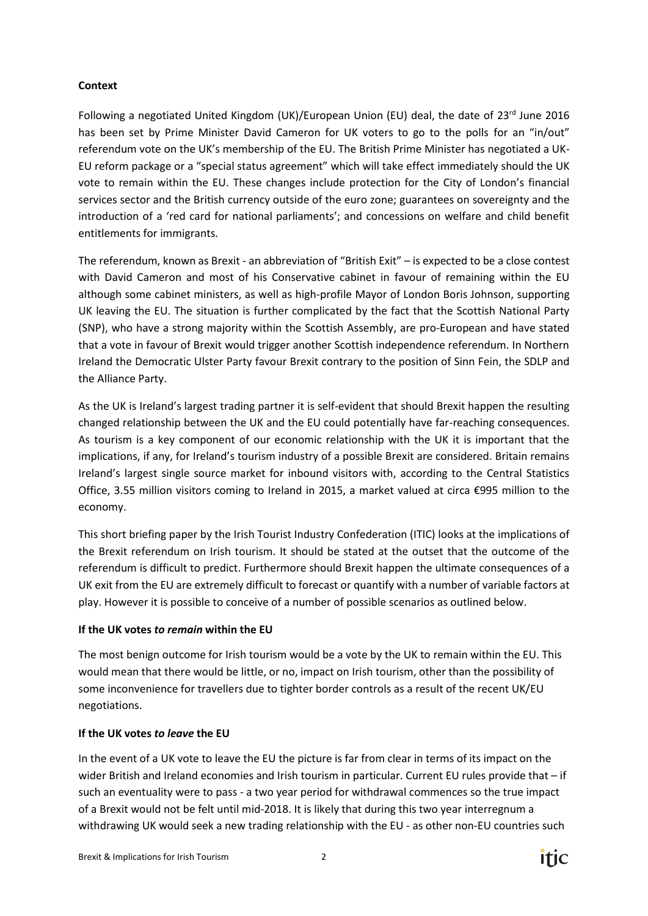**Context**

Following a negotiated United Kingdom (UK)/European Union (EU) deal, the date of 23rd June 2016 has been set by Prime Minister David Cameron for UK voters to go to the polls for an "in/out" referendum vote on the UK's membership of the EU. The British Prime Minister has negotiated a UK-EU reform package or a "special status agreement" which will take effect immediately should the UK vote to remain within the EU. These changes include protection for the City of London's financial services sector and the British currency outside of the euro zone; guarantees on sovereignty and the introduction of a 'red card for national parliaments'; and concessions on welfare and child benefit entitlements for immigrants.

The referendum, known as Brexit - an abbreviation of "British Exit" – is expected to be a close contest with David Cameron and most of his Conservative cabinet in favour of remaining within the EU although some cabinet ministers, as well as high-profile Mayor of London Boris Johnson, supporting UK leaving the EU. The situation is further complicated by the fact that the Scottish National Party (SNP), who have a strong majority within the Scottish Assembly, are pro-European and have stated that a vote in favour of Brexit would trigger another Scottish independence referendum. In Northern Ireland the Democratic Ulster Party favour Brexit contrary to the position of Sinn Fein, the SDLP and the Alliance Party.

As the UK is Ireland's largest trading partner it is self-evident that should Brexit happen the resulting changed relationship between the UK and the EU could potentially have far-reaching consequences. As tourism is a key component of our economic relationship with the UK it is important that the implications, if any, for Ireland's tourism industry of a possible Brexit are considered. Britain remains Ireland's largest single source market for inbound visitors with, according to the Central Statistics Office, 3.55 million visitors coming to Ireland in 2015, a market valued at circa €995 million to the economy.

This short briefing paper by the Irish Tourist Industry Confederation (ITIC) looks at the implications of the Brexit referendum on Irish tourism. It should be stated at the outset that the outcome of the referendum is difficult to predict. Furthermore should Brexit happen the ultimate consequences of a UK exit from the EU are extremely difficult to forecast or quantify with a number of variable factors at play. However it is possible to conceive of a number of possible scenarios as outlined below.

**If the UK votes *to remain* within the EU**

The most benign outcome for Irish tourism would be a vote by the UK to remain within the EU. This would mean that there would be little, or no, impact on Irish tourism, other than the possibility of some inconvenience for travellers due to tighter border controls as a result of the recent UK/EU negotiations.

**If the UK votes *to leave* the EU**

In the event of a UK vote to leave the EU the picture is far from clear in terms of its impact on the wider British and Ireland economies and Irish tourism in particular. Current EU rules provide that – if such an eventuality were to pass - a two year period for withdrawal commences so the true impact of a Brexit would not be felt until mid-2018. It is likely that during this two year interregnum a withdrawing UK would seek a new trading relationship with the EU - as other non-EU countries such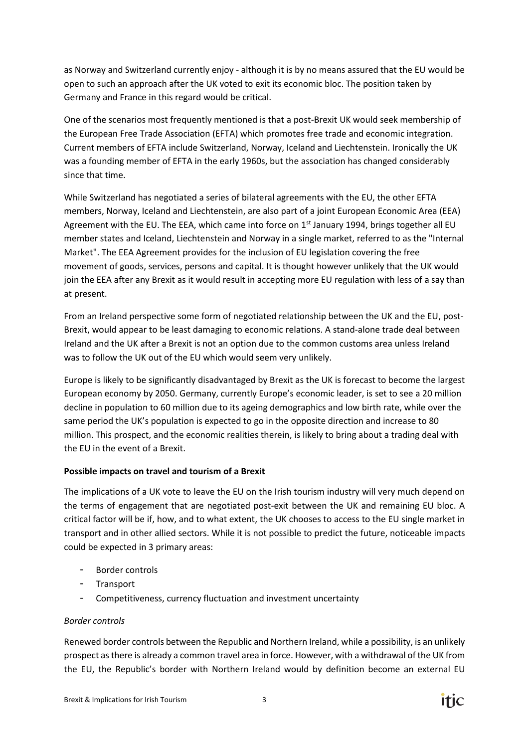as Norway and Switzerland currently enjoy - although it is by no means assured that the EU would be open to such an approach after the UK voted to exit its economic bloc. The position taken by Germany and France in this regard would be critical.

One of the scenarios most frequently mentioned is that a post-Brexit UK would seek membership of the European Free Trade Association (EFTA) which promotes free trade and economic integration. Current members of EFTA include Switzerland, Norway, Iceland and Liechtenstein. Ironically the UK was a founding member of EFTA in the early 1960s, but the association has changed considerably since that time.

While Switzerland has negotiated a series of bilateral agreements with the EU, the other EFTA members, Norway, Iceland and Liechtenstein, are also part of a joint European Economic Area (EEA) Agreement with the EU. The EEA, which came into force on 1st January 1994, brings together all EU member states and Iceland, Liechtenstein and Norway in a single market, referred to as the "Internal Market". The EEA Agreement provides for the inclusion of EU legislation covering the free movement of goods, services, persons and capital. It is thought however unlikely that the UK would join the EEA after any Brexit as it would result in accepting more EU regulation with less of a say than at present.

From an Ireland perspective some form of negotiated relationship between the UK and the EU, post-Brexit, would appear to be least damaging to economic relations. A stand-alone trade deal between Ireland and the UK after a Brexit is not an option due to the common customs area unless Ireland was to follow the UK out of the EU which would seem very unlikely.

Europe is likely to be significantly disadvantaged by Brexit as the UK is forecast to become the largest European economy by 2050. Germany, currently Europe's economic leader, is set to see a 20 million decline in population to 60 million due to its ageing demographics and low birth rate, while over the same period the UK's population is expected to go in the opposite direction and increase to 80 million. This prospect, and the economic realities therein, is likely to bring about a trading deal with the EU in the event of a Brexit.

**Possible impacts on travel and tourism of a Brexit**

The implications of a UK vote to leave the EU on the Irish tourism industry will very much depend on the terms of engagement that are negotiated post-exit between the UK and remaining EU bloc. A critical factor will be if, how, and to what extent, the UK chooses to access to the EU single market in transport and in other allied sectors. While it is not possible to predict the future, noticeable impacts could be expected in 3 primary areas:

- Border controls
- Transport
- Competitiveness, currency fluctuation and investment uncertainty

*Border controls*

Renewed border controls between the Republic and Northern Ireland, while a possibility, is an unlikely prospect as there is already a common travel area in force. However, with a withdrawal of the UK from the EU, the Republic's border with Northern Ireland would by definition become an external EU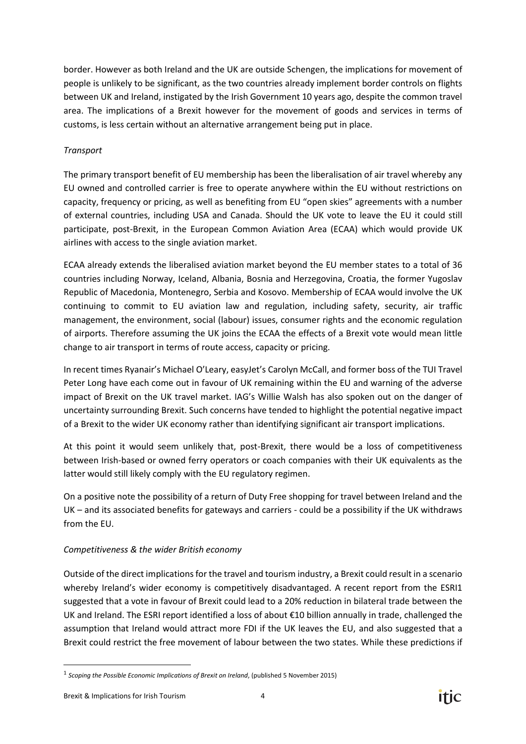border. However as both Ireland and the UK are outside Schengen, the implications for movement of people is unlikely to be significant, as the two countries already implement border controls on flights between UK and Ireland, instigated by the Irish Government 10 years ago, despite the common travel area. The implications of a Brexit however for the movement of goods and services in terms of customs, is less certain without an alternative arrangement being put in place.

*Transport*

The primary transport benefit of EU membership has been the liberalisation of air travel whereby any EU owned and controlled carrier is free to operate anywhere within the EU without restrictions on capacity, frequency or pricing, as well as benefiting from EU "open skies" agreements with a number of external countries, including USA and Canada. Should the UK vote to leave the EU it could still participate, post-Brexit, in the European Common Aviation Area (ECAA) which would provide UK airlines with access to the single aviation market.

ECAA already extends the liberalised aviation market beyond the EU member states to a total of 36 countries including Norway, Iceland, Albania, Bosnia and Herzegovina, Croatia, the former Yugoslav Republic of Macedonia, Montenegro, Serbia and Kosovo. Membership of ECAA would involve the UK continuing to commit to EU aviation law and regulation, including safety, security, air traffic management, the environment, social (labour) issues, consumer rights and the economic regulation of airports. Therefore assuming the UK joins the ECAA the effects of a Brexit vote would mean little change to air transport in terms of route access, capacity or pricing.

In recent times Ryanair's Michael O'Leary, easyJet's Carolyn McCall, and former boss of the TUI Travel Peter Long have each come out in favour of UK remaining within the EU and warning of the adverse impact of Brexit on the UK travel market. IAG's Willie Walsh has also spoken out on the danger of uncertainty surrounding Brexit. Such concerns have tended to highlight the potential negative impact of a Brexit to the wider UK economy rather than identifying significant air transport implications.

At this point it would seem unlikely that, post-Brexit, there would be a loss of competitiveness between Irish-based or owned ferry operators or coach companies with their UK equivalents as the latter would still likely comply with the EU regulatory regimen.

On a positive note the possibility of a return of Duty Free shopping for travel between Ireland and the UK – and its associated benefits for gateways and carriers - could be a possibility if the UK withdraws from the EU.

*Competitiveness & the wider British economy*

Outside of the direct implications for the travel and tourism industry, a Brexit could result in a scenario whereby Ireland's wider economy is competitively disadvantaged. A recent report from the ESRI[1] suggested that a vote in favour of Brexit could lead to a 20% reduction in bilateral trade between the UK and Ireland. The ESRI report identified a loss of about €10 billion annually in trade, challenged the assumption that Ireland would attract more FDI if the UK leaves the EU, and also suggested that a Brexit could restrict the free movement of labour between the two states. While these predictions if

---

[1] *Scoping the Possible Economic Implications of Brexit on Ireland*, (published 5 November 2015)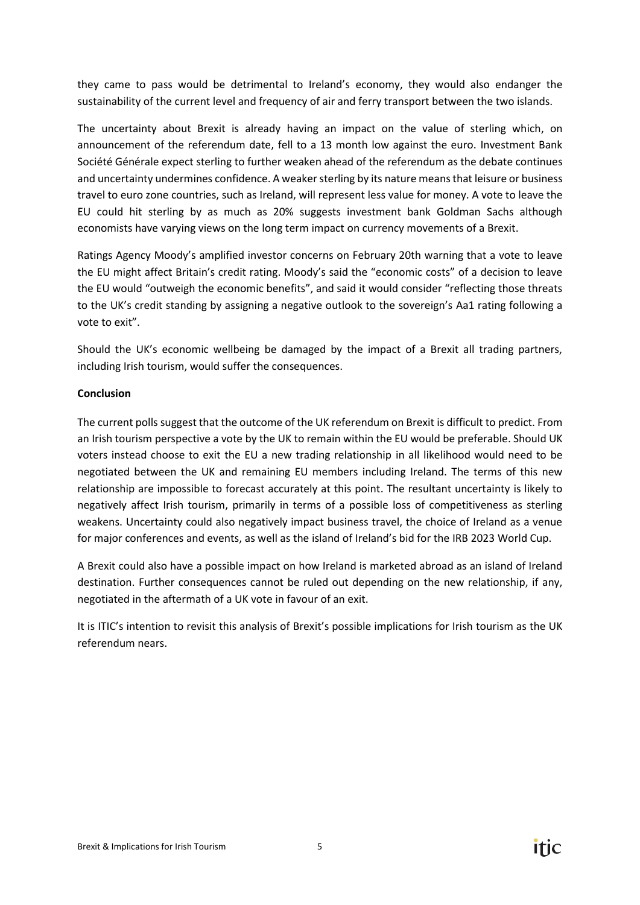they came to pass would be detrimental to Ireland's economy, they would also endanger the sustainability of the current level and frequency of air and ferry transport between the two islands.

The uncertainty about Brexit is already having an impact on the value of sterling which, on announcement of the referendum date, fell to a 13 month low against the euro. Investment Bank Société Générale expect sterling to further weaken ahead of the referendum as the debate continues and uncertainty undermines confidence. A weaker sterling by its nature means that leisure or business travel to euro zone countries, such as Ireland, will represent less value for money. A vote to leave the EU could hit sterling by as much as 20% suggests investment bank Goldman Sachs although economists have varying views on the long term impact on currency movements of a Brexit.

Ratings Agency Moody's amplified investor concerns on February 20th warning that a vote to leave the EU might affect Britain's credit rating. Moody's said the "economic costs" of a decision to leave the EU would "outweigh the economic benefits", and said it would consider "reflecting those threats to the UK's credit standing by assigning a negative outlook to the sovereign's Aa1 rating following a vote to exit".

Should the UK's economic wellbeing be damaged by the impact of a Brexit all trading partners, including Irish tourism, would suffer the consequences.

**Conclusion**

The current polls suggest that the outcome of the UK referendum on Brexit is difficult to predict. From an Irish tourism perspective a vote by the UK to remain within the EU would be preferable. Should UK voters instead choose to exit the EU a new trading relationship in all likelihood would need to be negotiated between the UK and remaining EU members including Ireland. The terms of this new relationship are impossible to forecast accurately at this point. The resultant uncertainty is likely to negatively affect Irish tourism, primarily in terms of a possible loss of competitiveness as sterling weakens. Uncertainty could also negatively impact business travel, the choice of Ireland as a venue for major conferences and events, as well as the island of Ireland's bid for the IRB 2023 World Cup.

A Brexit could also have a possible impact on how Ireland is marketed abroad as an island of Ireland destination. Further consequences cannot be ruled out depending on the new relationship, if any, negotiated in the aftermath of a UK vote in favour of an exit.

It is ITIC's intention to revisit this analysis of Brexit's possible implications for Irish tourism as the UK referendum nears.